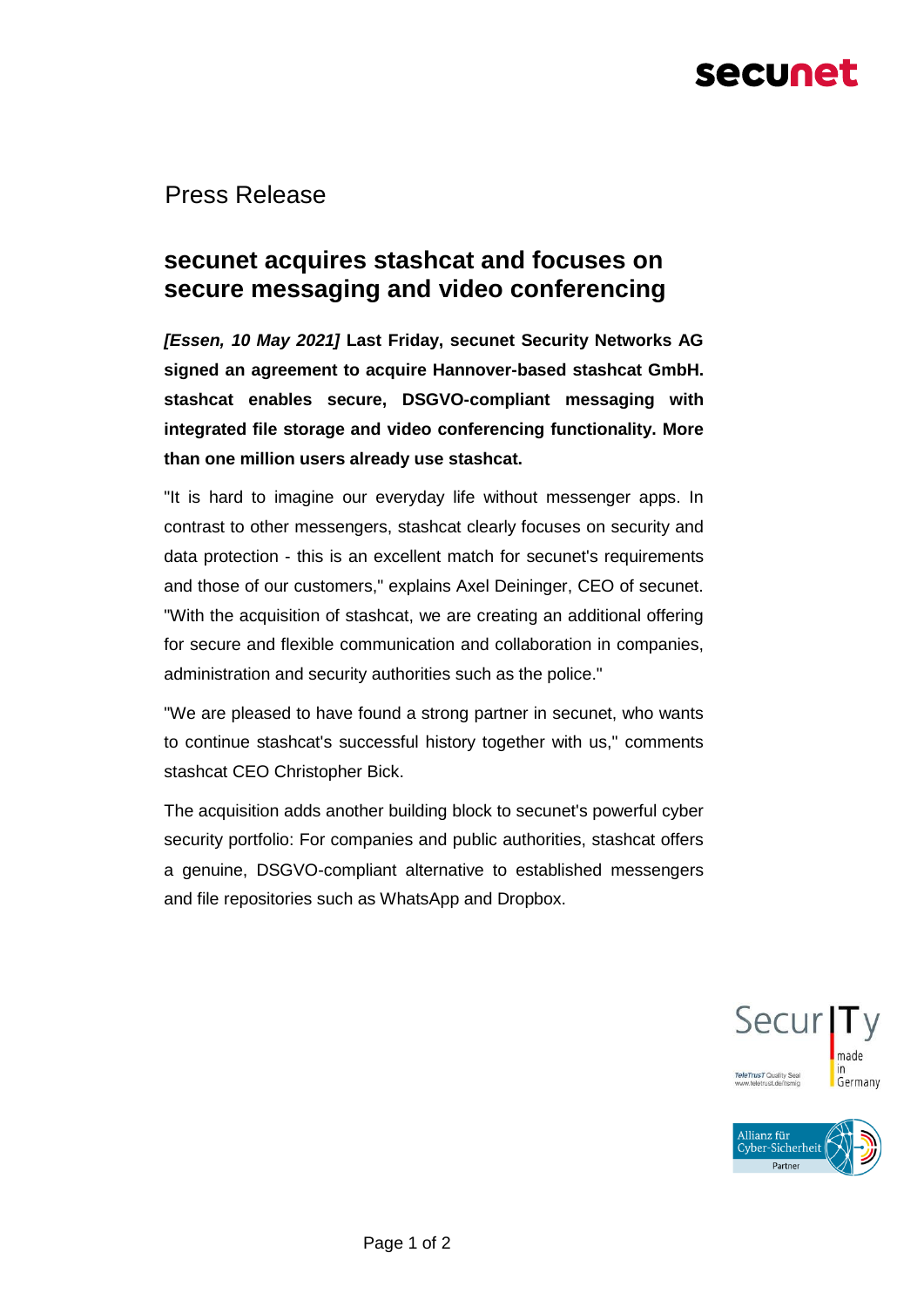Press Release

# secunet acquires stashcat and focuses on secure messaging and video conferencing

***[Essen, 10 May 2021]*** **Last Friday, secunet Security Networks AG signed an agreement to acquire Hannover-based stashcat GmbH. stashcat enables secure, DSGVO-compliant messaging with integrated file storage and video conferencing functionality. More than one million users already use stashcat.**

"It is hard to imagine our everyday life without messenger apps. In contrast to other messengers, stashcat clearly focuses on security and data protection - this is an excellent match for secunet's requirements and those of our customers," explains Axel Deininger, CEO of secunet. "With the acquisition of stashcat, we are creating an additional offering for secure and flexible communication and collaboration in companies, administration and security authorities such as the police."

"We are pleased to have found a strong partner in secunet, who wants to continue stashcat's successful history together with us," comments stashcat CEO Christopher Bick.

The acquisition adds another building block to secunet's powerful cyber security portfolio: For companies and public authorities, stashcat offers a genuine, DSGVO-compliant alternative to established messengers and file repositories such as WhatsApp and Dropbox.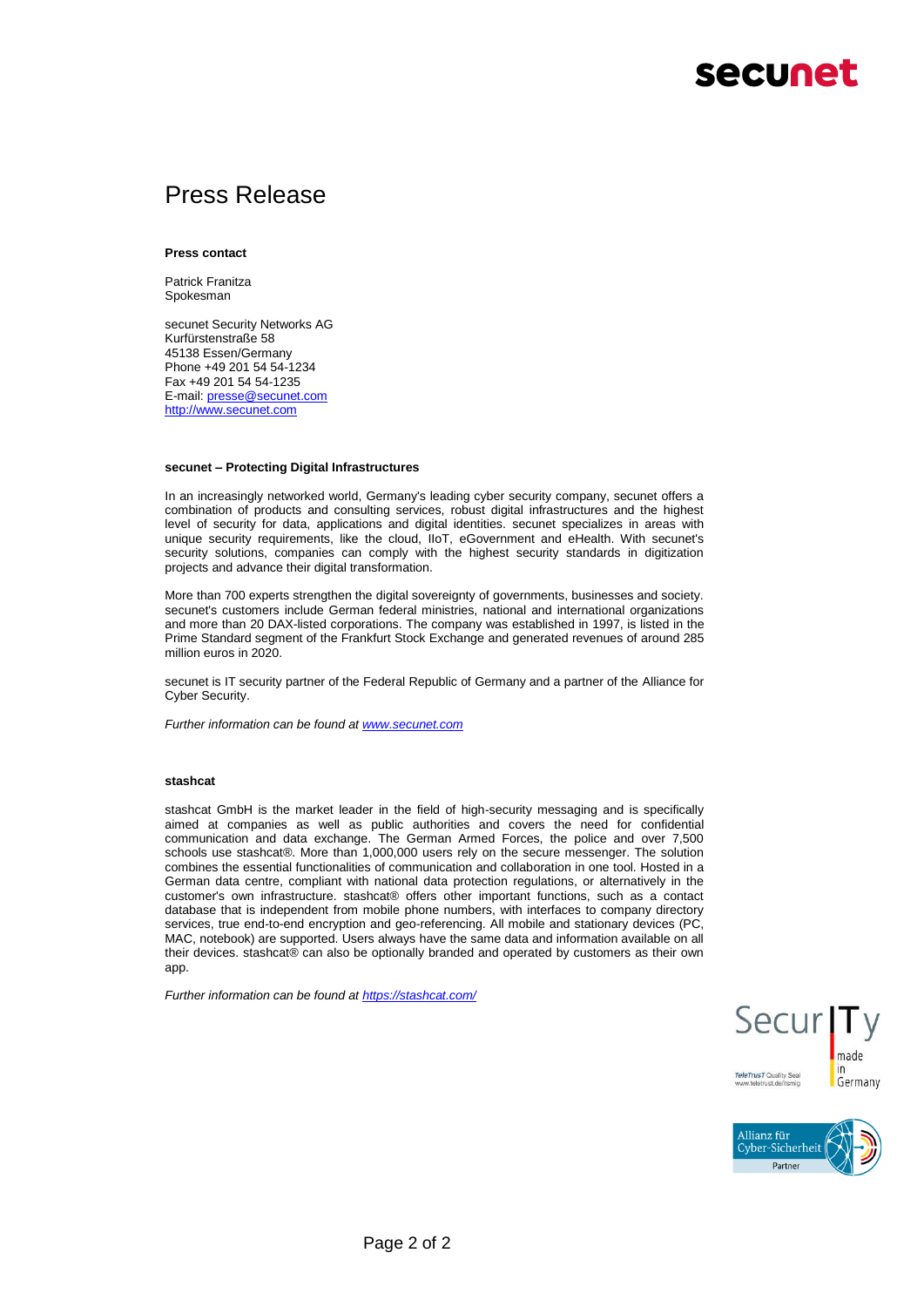# Press Release

**Press contact**

Patrick Franitza
Spokesman

secunet Security Networks AG
Kurfürstenstraße 58
45138 Essen/Germany
Phone +49 201 54 54-1234
Fax +49 201 54 54-1235
E-mail: presse@secunet.com
http://www.secunet.com

**secunet – Protecting Digital Infrastructures**

In an increasingly networked world, Germany's leading cyber security company, secunet offers a combination of products and consulting services, robust digital infrastructures and the highest level of security for data, applications and digital identities. secunet specializes in areas with unique security requirements, like the cloud, IIoT, eGovernment and eHealth. With secunet's security solutions, companies can comply with the highest security standards in digitization projects and advance their digital transformation.

More than 700 experts strengthen the digital sovereignty of governments, businesses and society. secunet's customers include German federal ministries, national and international organizations and more than 20 DAX-listed corporations. The company was established in 1997, is listed in the Prime Standard segment of the Frankfurt Stock Exchange and generated revenues of around 285 million euros in 2020.

secunet is IT security partner of the Federal Republic of Germany and a partner of the Alliance for Cyber Security.

*Further information can be found at www.secunet.com*

**stashcat**

stashcat GmbH is the market leader in the field of high-security messaging and is specifically aimed at companies as well as public authorities and covers the need for confidential communication and data exchange. The German Armed Forces, the police and over 7,500 schools use stashcat®. More than 1,000,000 users rely on the secure messenger. The solution combines the essential functionalities of communication and collaboration in one tool. Hosted in a German data centre, compliant with national data protection regulations, or alternatively in the customer's own infrastructure. stashcat® offers other important functions, such as a contact database that is independent from mobile phone numbers, with interfaces to company directory services, true end-to-end encryption and geo-referencing. All mobile and stationary devices (PC, MAC, notebook) are supported. Users always have the same data and information available on all their devices. stashcat® can also be optionally branded and operated by customers as their own app.

*Further information can be found at https://stashcat.com/*